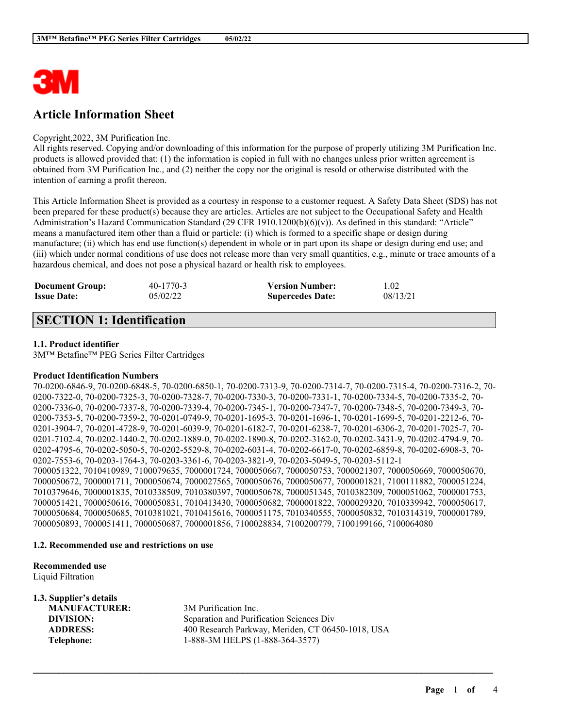# Article Information Sheet

Copyright,2022, 3M Purification Inc.
All rights reserved. Copying and/or downloading of this information for the purpose of properly utilizing 3M Purification Inc. products is allowed provided that: (1) the information is copied in full with no changes unless prior written agreement is obtained from 3M Purification Inc., and (2) neither the copy nor the original is resold or otherwise distributed with the intention of earning a profit thereon.

This Article Information Sheet is provided as a courtesy in response to a customer request. A Safety Data Sheet (SDS) has not been prepared for these product(s) because they are articles. Articles are not subject to the Occupational Safety and Health Administration's Hazard Communication Standard (29 CFR 1910.1200(b)(6)(v)). As defined in this standard: "Article" means a manufactured item other than a fluid or particle: (i) which is formed to a specific shape or design during manufacture; (ii) which has end use function(s) dependent in whole or in part upon its shape or design during end use; and (iii) which under normal conditions of use does not release more than very small quantities, e.g., minute or trace amounts of a hazardous chemical, and does not pose a physical hazard or health risk to employees.

| | | | |
|---|---|---|---|
| **Document Group:** | 40-1770-3 | **Version Number:** | 1.02 |
| **Issue Date:** | 05/02/22 | **Supercedes Date:** | 08/13/21 |

## SECTION 1: Identification

### 1.1. Product identifier

3M™ Betafine™ PEG Series Filter Cartridges

**Product Identification Numbers**

70-0200-6846-9, 70-0200-6848-5, 70-0200-6850-1, 70-0200-7313-9, 70-0200-7314-7, 70-0200-7315-4, 70-0200-7316-2, 70-0200-7322-0, 70-0200-7325-3, 70-0200-7328-7, 70-0200-7330-3, 70-0200-7331-1, 70-0200-7334-5, 70-0200-7335-2, 70-0200-7336-0, 70-0200-7337-8, 70-0200-7339-4, 70-0200-7345-1, 70-0200-7347-7, 70-0200-7348-5, 70-0200-7349-3, 70-0200-7353-5, 70-0200-7359-2, 70-0201-0749-9, 70-0201-1695-3, 70-0201-1696-1, 70-0201-1699-5, 70-0201-2212-6, 70-0201-3904-7, 70-0201-4728-9, 70-0201-6039-9, 70-0201-6182-7, 70-0201-6238-7, 70-0201-6306-2, 70-0201-7025-7, 70-0201-7102-4, 70-0202-1440-2, 70-0202-1889-0, 70-0202-1890-8, 70-0202-3162-0, 70-0202-3431-9, 70-0202-4794-9, 70-0202-4795-6, 70-0202-5050-5, 70-0202-5529-8, 70-0202-6031-4, 70-0202-6617-0, 70-0202-6859-8, 70-0202-6908-3, 70-0202-7553-6, 70-0203-1764-3, 70-0203-3361-6, 70-0203-3821-9, 70-0203-5049-5, 70-0203-5112-1
7000051322, 7010410989, 7100079635, 7000001724, 7000050667, 7000050753, 7000021307, 7000050669, 7000050670, 7000050672, 7000001711, 7000050674, 7000027565, 7000050676, 7000050677, 7000001821, 7100111882, 7000051224, 7010379646, 7000001835, 7010338509, 7010380397, 7000050678, 7000051345, 7010382309, 7000051062, 7000001753, 7000051421, 7000050616, 7000050831, 7010413430, 7000050682, 7000001822, 7000029320, 7010339942, 7000050617, 7000050684, 7000050685, 7010381021, 7010415616, 7000051175, 7010340555, 7000050832, 7010314319, 7000001789, 7000050893, 7000051411, 7000050687, 7000001856, 7100028834, 7100200779, 7100199166, 7100064080

### 1.2. Recommended use and restrictions on use

**Recommended use**
Liquid Filtration

### 1.3. Supplier's details

| | |
|---|---|
| **MANUFACTURER:** | 3M Purification Inc. |
| **DIVISION:** | Separation and Purification Sciences Div |
| **ADDRESS:** | 400 Research Parkway, Meriden, CT 06450-1018, USA |
| **Telephone:** | 1-888-3M HELPS (1-888-364-3577) |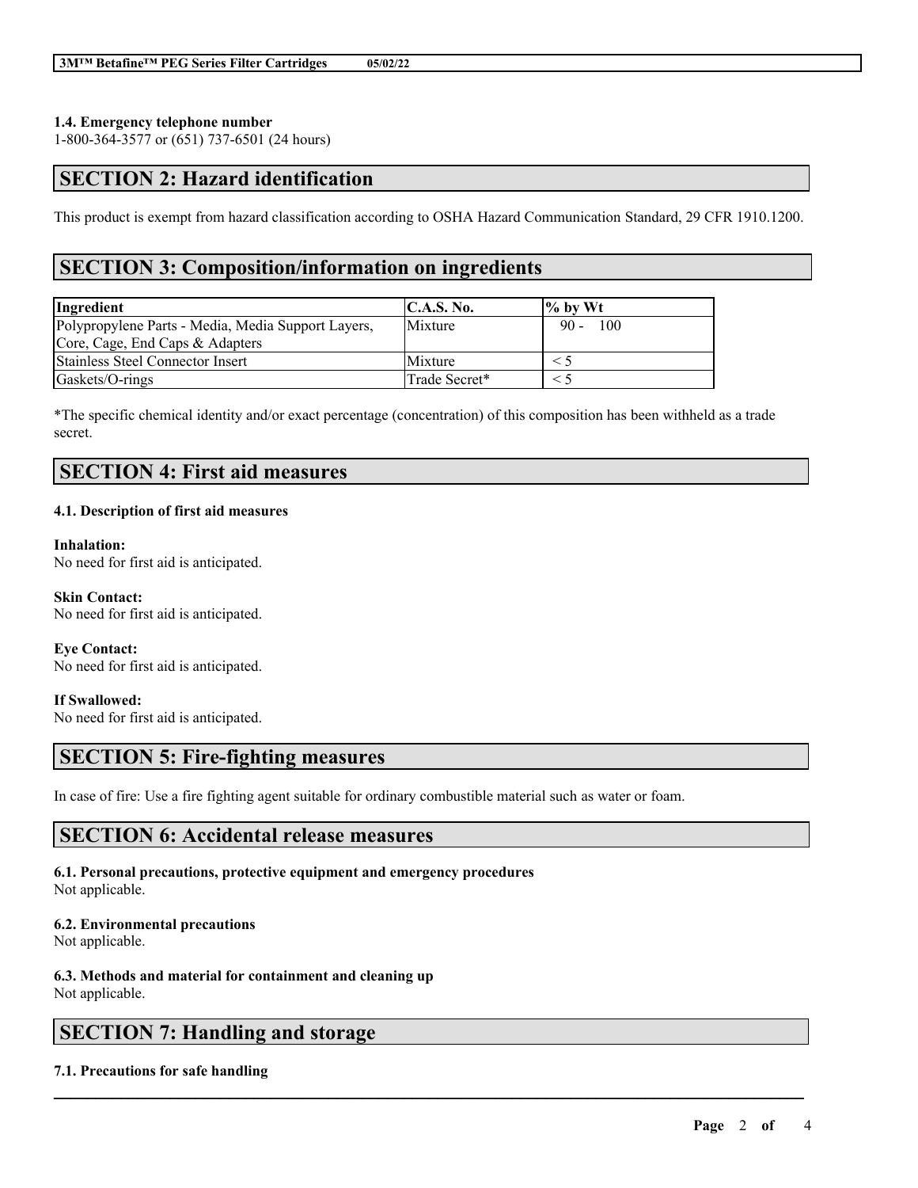### 1.4. Emergency telephone number

1-800-364-3577 or (651) 737-6501 (24 hours)

## SECTION 2: Hazard identification

This product is exempt from hazard classification according to OSHA Hazard Communication Standard, 29 CFR 1910.1200.

## SECTION 3: Composition/information on ingredients

| Ingredient | C.A.S. No. | % by Wt |
|---|---|---|
| Polypropylene Parts - Media, Media Support Layers, Core, Cage, End Caps & Adapters | Mixture | 90 - 100 |
| Stainless Steel Connector Insert | Mixture | < 5 |
| Gaskets/O-rings | Trade Secret* | < 5 |

*The specific chemical identity and/or exact percentage (concentration) of this composition has been withheld as a trade secret.

## SECTION 4: First aid measures

### 4.1. Description of first aid measures

**Inhalation:**
No need for first aid is anticipated.

**Skin Contact:**
No need for first aid is anticipated.

**Eye Contact:**
No need for first aid is anticipated.

**If Swallowed:**
No need for first aid is anticipated.

## SECTION 5: Fire-fighting measures

In case of fire: Use a fire fighting agent suitable for ordinary combustible material such as water or foam.

## SECTION 6: Accidental release measures

### 6.1. Personal precautions, protective equipment and emergency procedures

Not applicable.

### 6.2. Environmental precautions

Not applicable.

### 6.3. Methods and material for containment and cleaning up

Not applicable.

## SECTION 7: Handling and storage

### 7.1. Precautions for safe handling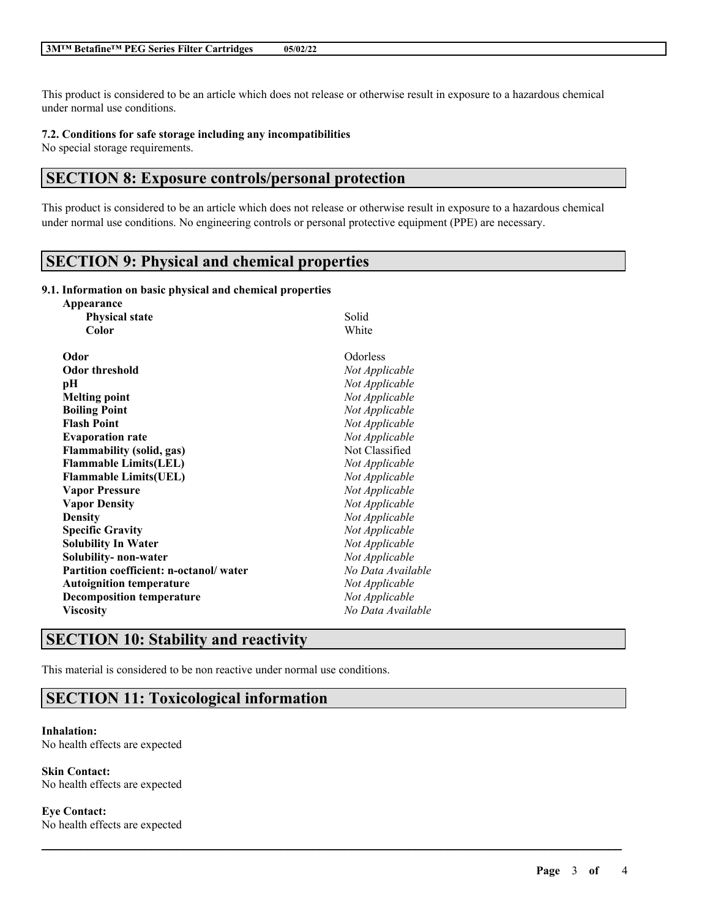This product is considered to be an article which does not release or otherwise result in exposure to a hazardous chemical under normal use conditions.

**7.2. Conditions for safe storage including any incompatibilities**

No special storage requirements.

## SECTION 8: Exposure controls/personal protection

This product is considered to be an article which does not release or otherwise result in exposure to a hazardous chemical under normal use conditions. No engineering controls or personal protective equipment (PPE) are necessary.

## SECTION 9: Physical and chemical properties

**9.1. Information on basic physical and chemical properties**

| | |
|---|---|
| **Appearance** | |
| **Physical state** | Solid |
| **Color** | White |
| **Odor** | Odorless |
| **Odor threshold** | *Not Applicable* |
| **pH** | *Not Applicable* |
| **Melting point** | *Not Applicable* |
| **Boiling Point** | *Not Applicable* |
| **Flash Point** | *Not Applicable* |
| **Evaporation rate** | *Not Applicable* |
| **Flammability (solid, gas)** | Not Classified |
| **Flammable Limits(LEL)** | *Not Applicable* |
| **Flammable Limits(UEL)** | *Not Applicable* |
| **Vapor Pressure** | *Not Applicable* |
| **Vapor Density** | *Not Applicable* |
| **Density** | *Not Applicable* |
| **Specific Gravity** | *Not Applicable* |
| **Solubility In Water** | *Not Applicable* |
| **Solubility- non-water** | *Not Applicable* |
| **Partition coefficient: n-octanol/ water** | *No Data Available* |
| **Autoignition temperature** | *Not Applicable* |
| **Decomposition temperature** | *Not Applicable* |
| **Viscosity** | *No Data Available* |

## SECTION 10: Stability and reactivity

This material is considered to be non reactive under normal use conditions.

## SECTION 11: Toxicological information

**Inhalation:**

No health effects are expected

**Skin Contact:**

No health effects are expected

**Eye Contact:**

No health effects are expected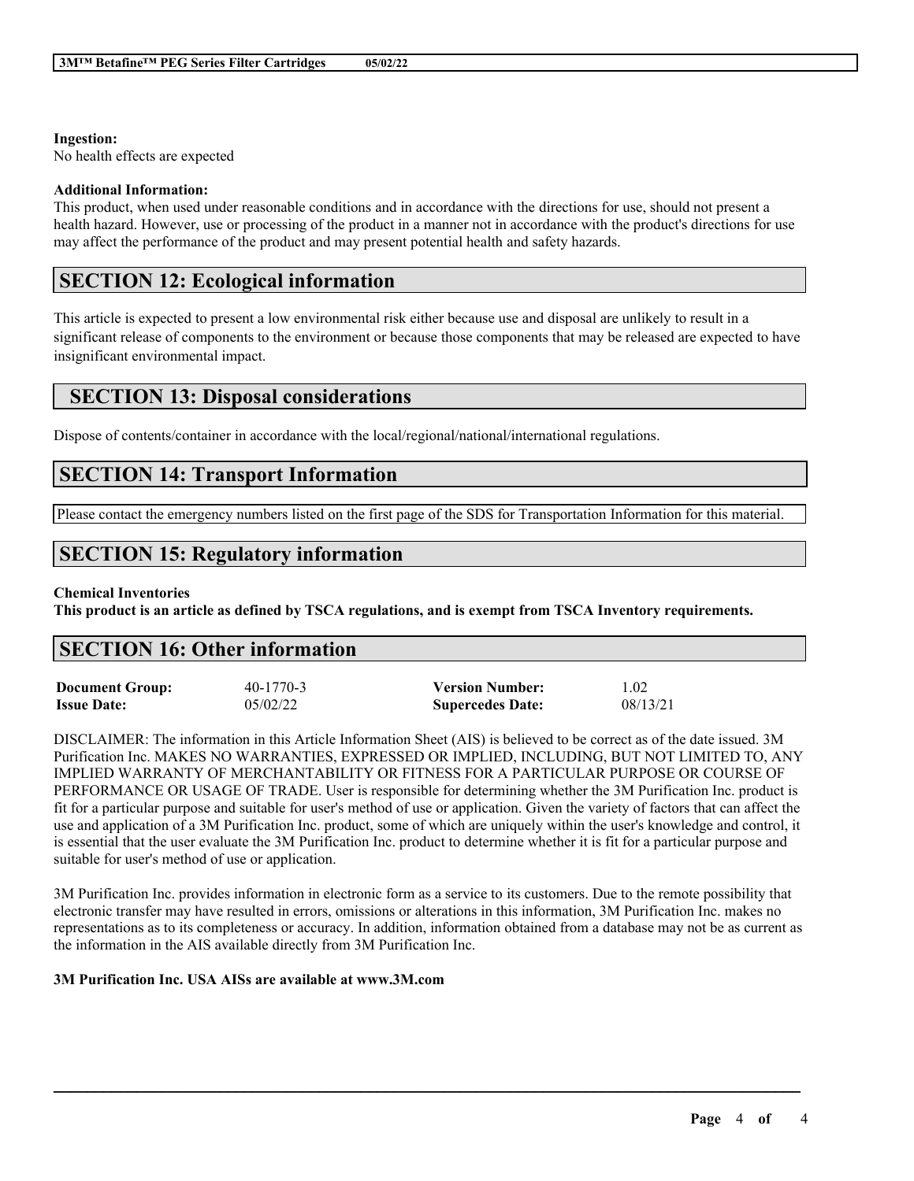**Ingestion:**
No health effects are expected

**Additional Information:**
This product, when used under reasonable conditions and in accordance with the directions for use, should not present a health hazard. However, use or processing of the product in a manner not in accordance with the product's directions for use may affect the performance of the product and may present potential health and safety hazards.

## SECTION 12: Ecological information

This article is expected to present a low environmental risk either because use and disposal are unlikely to result in a significant release of components to the environment or because those components that may be released are expected to have insignificant environmental impact.

## SECTION 13: Disposal considerations

Dispose of contents/container in accordance with the local/regional/national/international regulations.

## SECTION 14: Transport Information

Please contact the emergency numbers listed on the first page of the SDS for Transportation Information for this material.

## SECTION 15: Regulatory information

**Chemical Inventories**
**This product is an article as defined by TSCA regulations, and is exempt from TSCA Inventory requirements.**

## SECTION 16: Other information

| | | | |
|---|---|---|---|
| **Document Group:** | 40-1770-3 | **Version Number:** | 1.02 |
| **Issue Date:** | 05/02/22 | **Supercedes Date:** | 08/13/21 |

DISCLAIMER: The information in this Article Information Sheet (AIS) is believed to be correct as of the date issued. 3M Purification Inc. MAKES NO WARRANTIES, EXPRESSED OR IMPLIED, INCLUDING, BUT NOT LIMITED TO, ANY IMPLIED WARRANTY OF MERCHANTABILITY OR FITNESS FOR A PARTICULAR PURPOSE OR COURSE OF PERFORMANCE OR USAGE OF TRADE. User is responsible for determining whether the 3M Purification Inc. product is fit for a particular purpose and suitable for user's method of use or application. Given the variety of factors that can affect the use and application of a 3M Purification Inc. product, some of which are uniquely within the user's knowledge and control, it is essential that the user evaluate the 3M Purification Inc. product to determine whether it is fit for a particular purpose and suitable for user's method of use or application.

3M Purification Inc. provides information in electronic form as a service to its customers. Due to the remote possibility that electronic transfer may have resulted in errors, omissions or alterations in this information, 3M Purification Inc. makes no representations as to its completeness or accuracy. In addition, information obtained from a database may not be as current as the information in the AIS available directly from 3M Purification Inc.

**3M Purification Inc. USA AISs are available at www.3M.com**